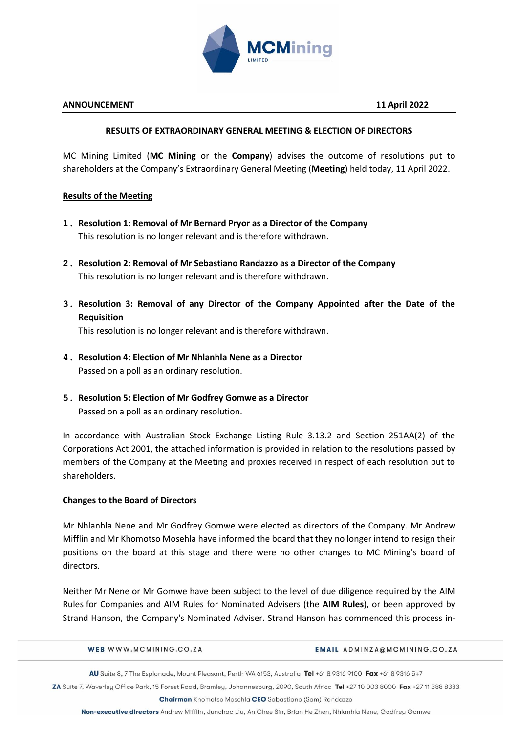**ANNOUNCEMENT** **11 April 2022**

**RESULTS OF EXTRAORDINARY GENERAL MEETING & ELECTION OF DIRECTORS**

MC Mining Limited (**MC Mining** or the **Company**) advises the outcome of resolutions put to shareholders at the Company's Extraordinary General Meeting (**Meeting**) held today, 11 April 2022.

**Results of the Meeting**

1. **Resolution 1: Removal of Mr Bernard Pryor as a Director of the Company**
   This resolution is no longer relevant and is therefore withdrawn.

2. **Resolution 2: Removal of Mr Sebastiano Randazzo as a Director of the Company**
   This resolution is no longer relevant and is therefore withdrawn.

3. **Resolution 3: Removal of any Director of the Company Appointed after the Date of the Requisition**
   This resolution is no longer relevant and is therefore withdrawn.

4. **Resolution 4: Election of Mr Nhlanhla Nene as a Director**
   Passed on a poll as an ordinary resolution.

5. **Resolution 5: Election of Mr Godfrey Gomwe as a Director**
   Passed on a poll as an ordinary resolution.

In accordance with Australian Stock Exchange Listing Rule 3.13.2 and Section 251AA(2) of the Corporations Act 2001, the attached information is provided in relation to the resolutions passed by members of the Company at the Meeting and proxies received in respect of each resolution put to shareholders.

**Changes to the Board of Directors**

Mr Nhlanhla Nene and Mr Godfrey Gomwe were elected as directors of the Company. Mr Andrew Mifflin and Mr Khomotso Mosehla have informed the board that they no longer intend to resign their positions on the board at this stage and there were no other changes to MC Mining's board of directors.

Neither Mr Nene or Mr Gomwe have been subject to the level of due diligence required by the AIM Rules for Companies and AIM Rules for Nominated Advisers (the **AIM Rules**), or been approved by Strand Hanson, the Company's Nominated Adviser. Strand Hanson has commenced this process in-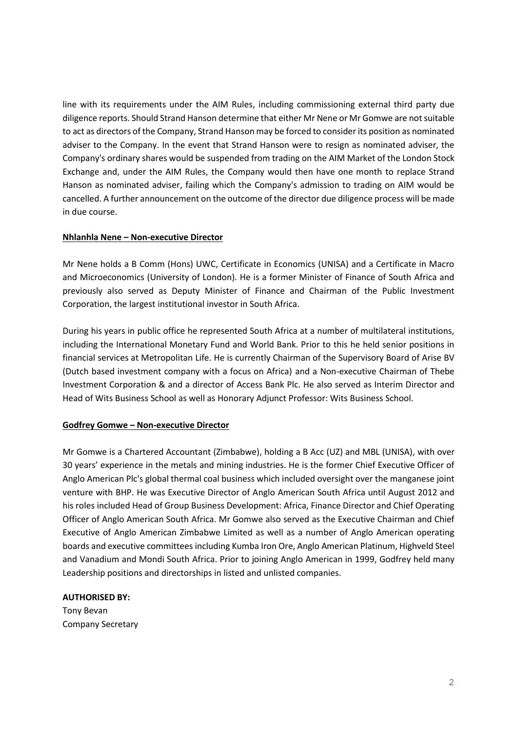line with its requirements under the AIM Rules, including commissioning external third party due diligence reports. Should Strand Hanson determine that either Mr Nene or Mr Gomwe are not suitable to act as directors of the Company, Strand Hanson may be forced to consider its position as nominated adviser to the Company. In the event that Strand Hanson were to resign as nominated adviser, the Company's ordinary shares would be suspended from trading on the AIM Market of the London Stock Exchange and, under the AIM Rules, the Company would then have one month to replace Strand Hanson as nominated adviser, failing which the Company's admission to trading on AIM would be cancelled. A further announcement on the outcome of the director due diligence process will be made in due course.

**Nhlanhla Nene – Non-executive Director**

Mr Nene holds a B Comm (Hons) UWC, Certificate in Economics (UNISA) and a Certificate in Macro and Microeconomics (University of London). He is a former Minister of Finance of South Africa and previously also served as Deputy Minister of Finance and Chairman of the Public Investment Corporation, the largest institutional investor in South Africa.

During his years in public office he represented South Africa at a number of multilateral institutions, including the International Monetary Fund and World Bank. Prior to this he held senior positions in financial services at Metropolitan Life. He is currently Chairman of the Supervisory Board of Arise BV (Dutch based investment company with a focus on Africa) and a Non-executive Chairman of Thebe Investment Corporation & and a director of Access Bank Plc. He also served as Interim Director and Head of Wits Business School as well as Honorary Adjunct Professor: Wits Business School.

**Godfrey Gomwe – Non-executive Director**

Mr Gomwe is a Chartered Accountant (Zimbabwe), holding a B Acc (UZ) and MBL (UNISA), with over 30 years' experience in the metals and mining industries. He is the former Chief Executive Officer of Anglo American Plc's global thermal coal business which included oversight over the manganese joint venture with BHP. He was Executive Director of Anglo American South Africa until August 2012 and his roles included Head of Group Business Development: Africa, Finance Director and Chief Operating Officer of Anglo American South Africa. Mr Gomwe also served as the Executive Chairman and Chief Executive of Anglo American Zimbabwe Limited as well as a number of Anglo American operating boards and executive committees including Kumba Iron Ore, Anglo American Platinum, Highveld Steel and Vanadium and Mondi South Africa. Prior to joining Anglo American in 1999, Godfrey held many Leadership positions and directorships in listed and unlisted companies.

**AUTHORISED BY:**

Tony Bevan
Company Secretary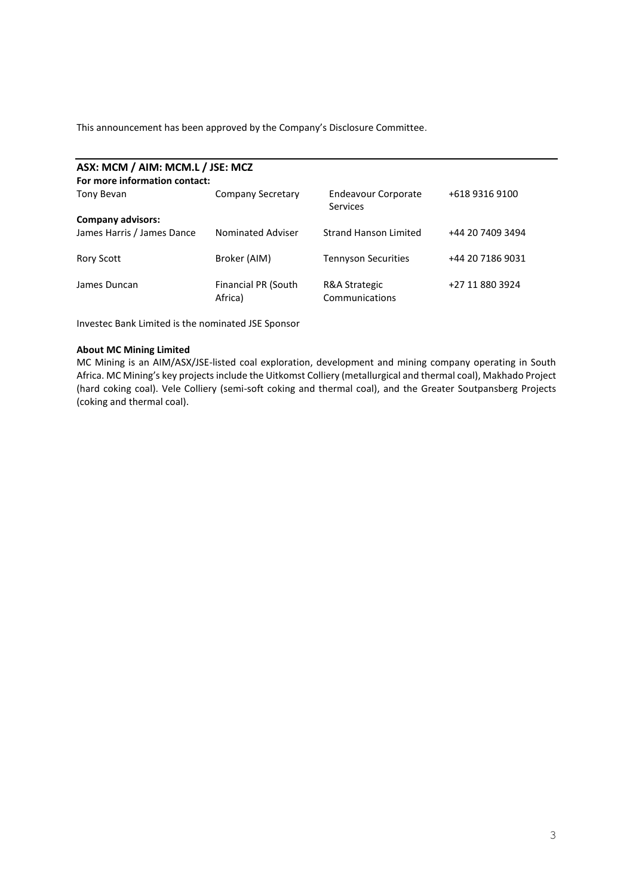This announcement has been approved by the Company's Disclosure Committee.

**ASX: MCM / AIM: MCM.L / JSE: MCZ**

**For more information contact:**

| | | | |
|---|---|---|---|
| Tony Bevan | Company Secretary | Endeavour Corporate Services | +618 9316 9100 |
| **Company advisors:** | | | |
| James Harris / James Dance | Nominated Adviser | Strand Hanson Limited | +44 20 7409 3494 |
| Rory Scott | Broker (AIM) | Tennyson Securities | +44 20 7186 9031 |
| James Duncan | Financial PR (South Africa) | R&A Strategic Communications | +27 11 880 3924 |

Investec Bank Limited is the nominated JSE Sponsor

**About MC Mining Limited**

MC Mining is an AIM/ASX/JSE-listed coal exploration, development and mining company operating in South Africa. MC Mining's key projects include the Uitkomst Colliery (metallurgical and thermal coal), Makhado Project (hard coking coal). Vele Colliery (semi-soft coking and thermal coal), and the Greater Soutpansberg Projects (coking and thermal coal).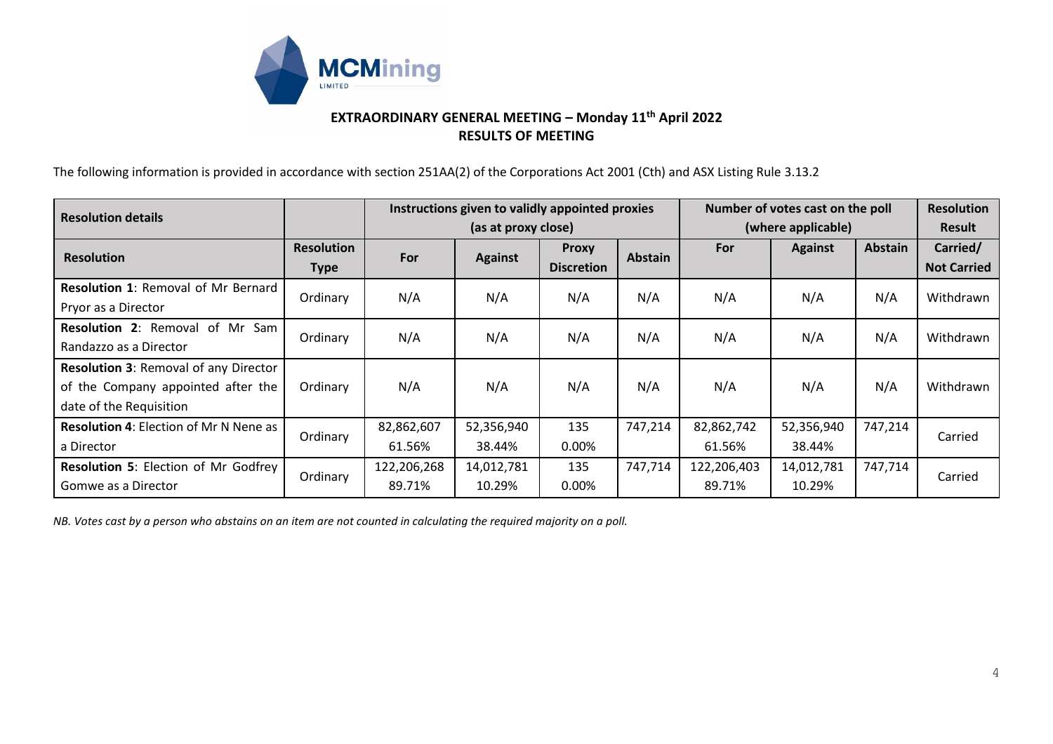MCMining LIMITED

## EXTRAORDINARY GENERAL MEETING – Monday 11th April 2022
## RESULTS OF MEETING

The following information is provided in accordance with section 251AA(2) of the Corporations Act 2001 (Cth) and ASX Listing Rule 3.13.2

| **Resolution details** | | **Instructions given to validly appointed proxies (as at proxy close)** | | | | **Number of votes cast on the poll (where applicable)** | | | **Resolution Result** |
|---|---|---|---|---|---|---|---|---|---|
| **Resolution** | **Resolution Type** | **For** | **Against** | **Proxy Discretion** | **Abstain** | **For** | **Against** | **Abstain** | **Carried/ Not Carried** |
| **Resolution 1**: Removal of Mr Bernard Pryor as a Director | Ordinary | N/A | N/A | N/A | N/A | N/A | N/A | N/A | Withdrawn |
| **Resolution 2**: Removal of Mr Sam Randazzo as a Director | Ordinary | N/A | N/A | N/A | N/A | N/A | N/A | N/A | Withdrawn |
| **Resolution 3**: Removal of any Director of the Company appointed after the date of the Requisition | Ordinary | N/A | N/A | N/A | N/A | N/A | N/A | N/A | Withdrawn |
| **Resolution 4**: Election of Mr N Nene as a Director | Ordinary | 82,862,607 61.56% | 52,356,940 38.44% | 135 0.00% | 747,214 | 82,862,742 61.56% | 52,356,940 38.44% | 747,214 | Carried |
| **Resolution 5**: Election of Mr Godfrey Gomwe as a Director | Ordinary | 122,206,268 89.71% | 14,012,781 10.29% | 135 0.00% | 747,714 | 122,206,403 89.71% | 14,012,781 10.29% | 747,714 | Carried |

*NB. Votes cast by a person who abstains on an item are not counted in calculating the required majority on a poll.*